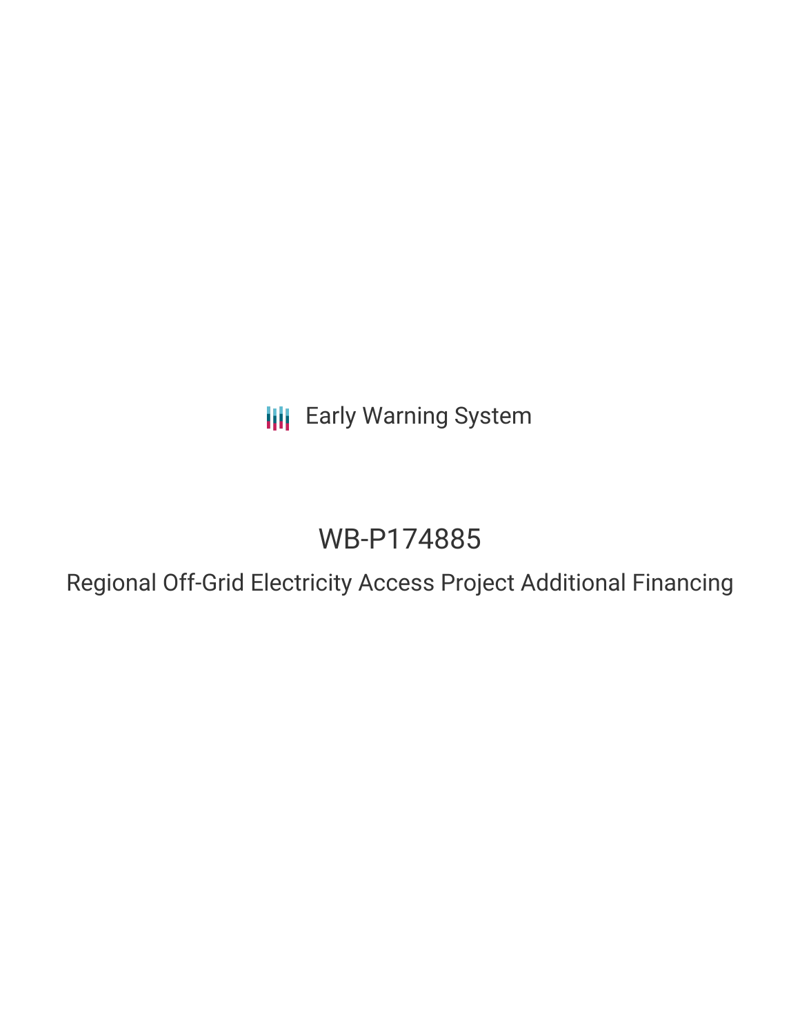Early Warning System

# WB-P174885

## Regional Off-Grid Electricity Access Project Additional Financing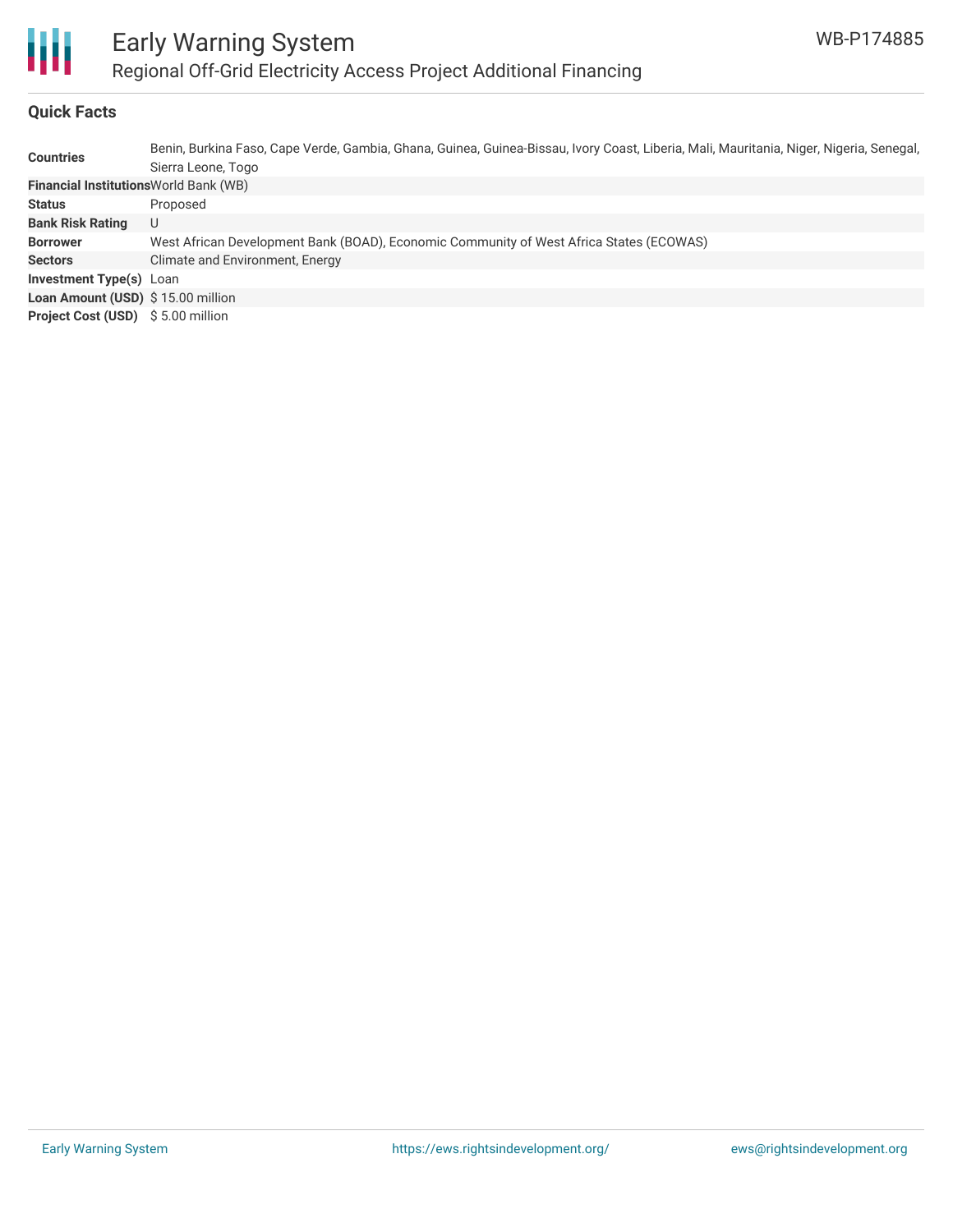## Quick Facts

| | |
|---|---|
| **Countries** | Benin, Burkina Faso, Cape Verde, Gambia, Ghana, Guinea, Guinea-Bissau, Ivory Coast, Liberia, Mali, Mauritania, Niger, Nigeria, Senegal, Sierra Leone, Togo |
| **Financial Institutions** | World Bank (WB) |
| **Status** | Proposed |
| **Bank Risk Rating** | U |
| **Borrower** | West African Development Bank (BOAD), Economic Community of West Africa States (ECOWAS) |
| **Sectors** | Climate and Environment, Energy |
| **Investment Type(s)** | Loan |
| **Loan Amount (USD)** | $ 15.00 million |
| **Project Cost (USD)** | $ 5.00 million |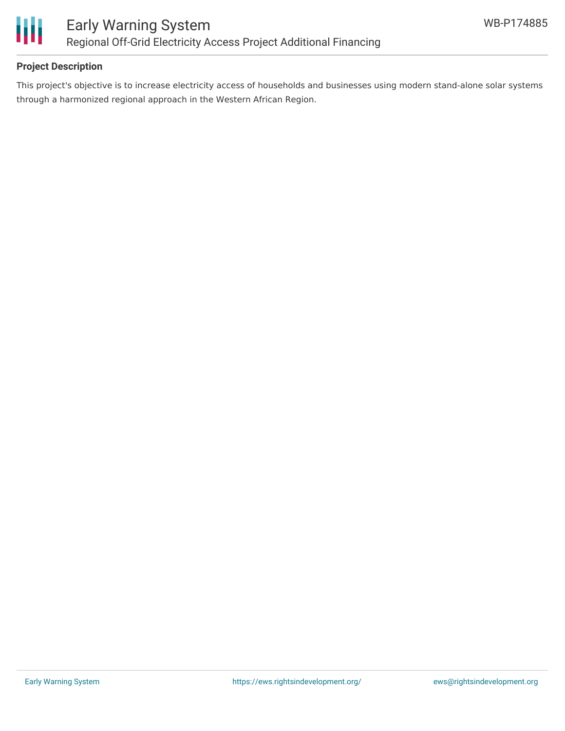## Project Description

This project's objective is to increase electricity access of households and businesses using modern stand-alone solar systems through a harmonized regional approach in the Western African Region.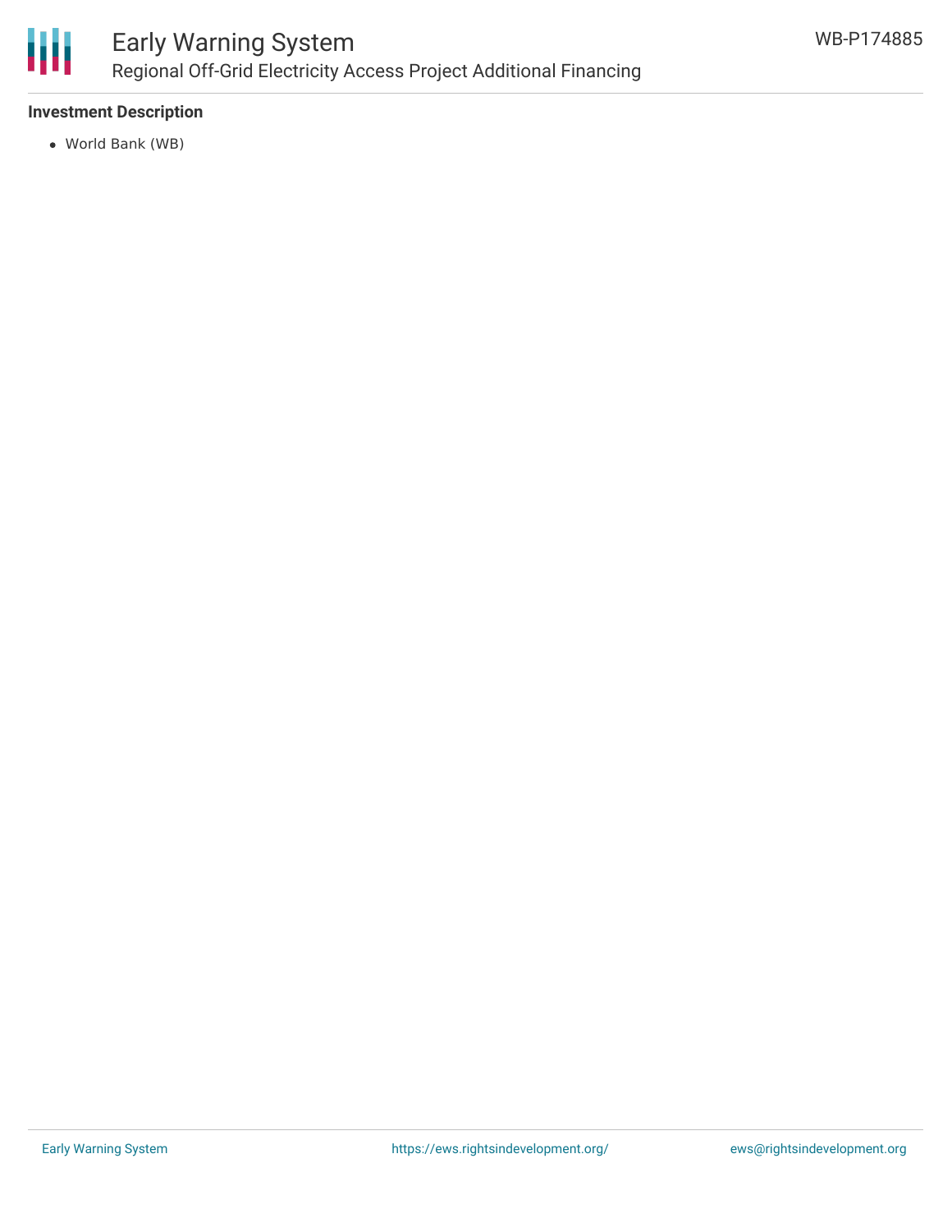**Investment Description**

- World Bank (WB)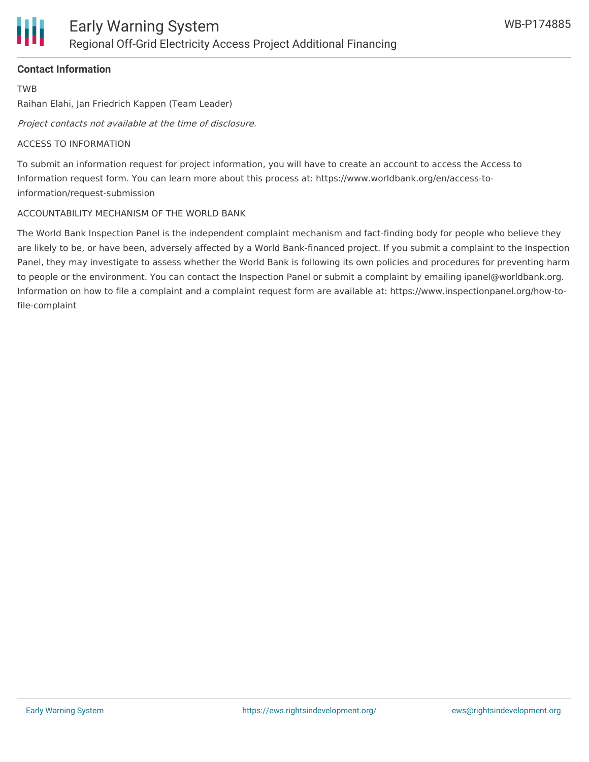**Contact Information**

TWB

Raihan Elahi, Jan Friedrich Kappen (Team Leader)

*Project contacts not available at the time of disclosure.*

ACCESS TO INFORMATION

To submit an information request for project information, you will have to create an account to access the Access to Information request form. You can learn more about this process at: https://www.worldbank.org/en/access-to-information/request-submission

ACCOUNTABILITY MECHANISM OF THE WORLD BANK

The World Bank Inspection Panel is the independent complaint mechanism and fact-finding body for people who believe they are likely to be, or have been, adversely affected by a World Bank-financed project. If you submit a complaint to the Inspection Panel, they may investigate to assess whether the World Bank is following its own policies and procedures for preventing harm to people or the environment. You can contact the Inspection Panel or submit a complaint by emailing ipanel@worldbank.org. Information on how to file a complaint and a complaint request form are available at: https://www.inspectionpanel.org/how-to-file-complaint